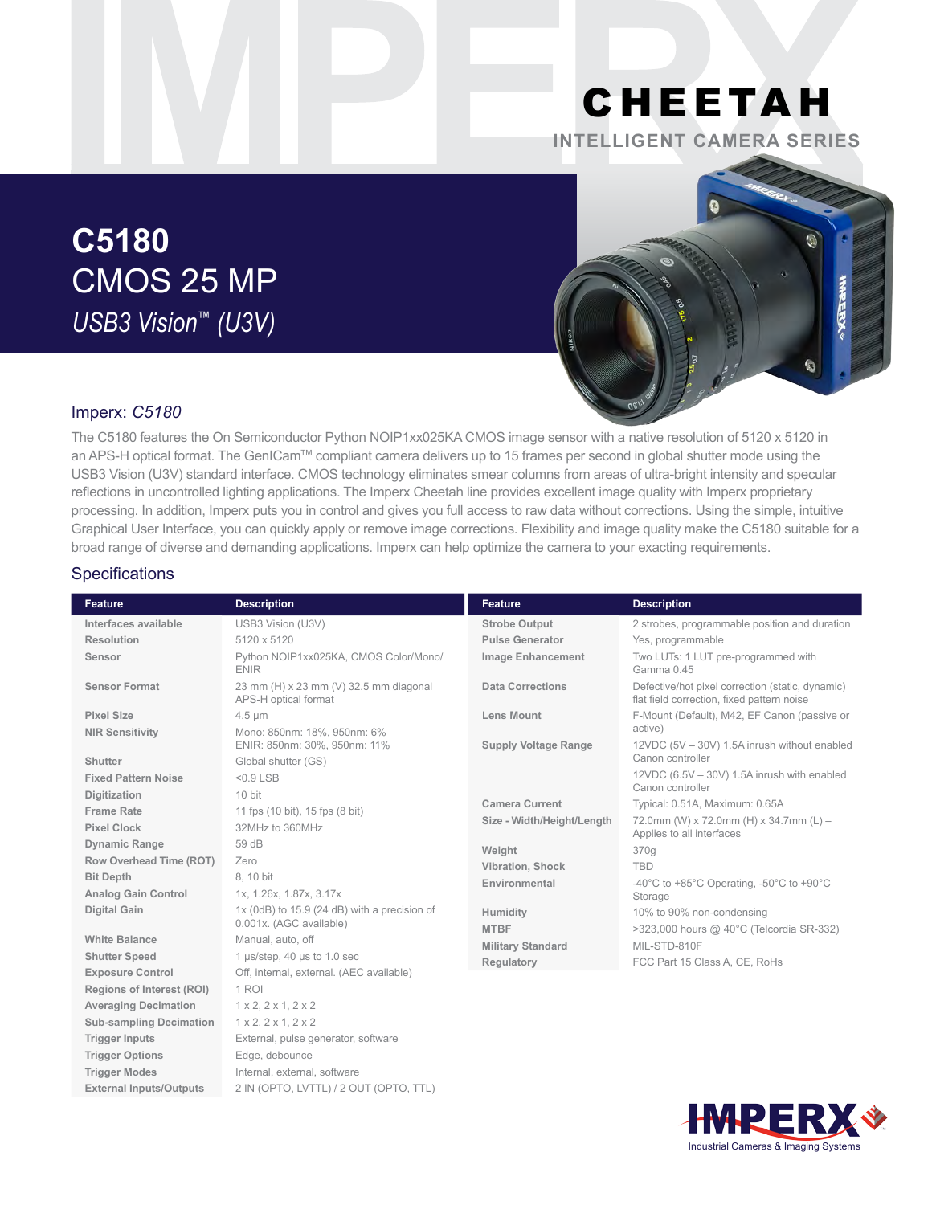# CHEETAH

INTELLIGENT CAMERA SERIES

# C5180
## CMOS 25 MP
### *USB3 Vision™ (U3V)*

## Imperx: *C5180*

The C5180 features the On Semiconductor Python NOIP1xx025KA CMOS image sensor with a native resolution of 5120 x 5120 in an APS-H optical format. The GenICam™ compliant camera delivers up to 15 frames per second in global shutter mode using the USB3 Vision (U3V) standard interface. CMOS technology eliminates smear columns from areas of ultra-bright intensity and specular reflections in uncontrolled lighting applications. The Imperx Cheetah line provides excellent image quality with Imperx proprietary processing. In addition, Imperx puts you in control and gives you full access to raw data without corrections. Using the simple, intuitive Graphical User Interface, you can quickly apply or remove image corrections. Flexibility and image quality make the C5180 suitable for a broad range of diverse and demanding applications. Imperx can help optimize the camera to your exacting requirements.

## Specifications

| Feature | Description |
|---|---|
| Interfaces available | USB3 Vision (U3V) |
| Resolution | 5120 x 5120 |
| Sensor | Python NOIP1xx025KA, CMOS Color/Mono/ENIR |
| Sensor Format | 23 mm (H) x 23 mm (V) 32.5 mm diagonal APS-H optical format |
| Pixel Size | 4.5 µm |
| NIR Sensitivity | Mono: 850nm: 18%, 950nm: 6% ENIR: 850nm: 30%, 950nm: 11% |
| Shutter | Global shutter (GS) |
| Fixed Pattern Noise | <0.9 LSB |
| Digitization | 10 bit |
| Frame Rate | 11 fps (10 bit), 15 fps (8 bit) |
| Pixel Clock | 32MHz to 360MHz |
| Dynamic Range | 59 dB |
| Row Overhead Time (ROT) | Zero |
| Bit Depth | 8, 10 bit |
| Analog Gain Control | 1x, 1.26x, 1.87x, 3.17x |
| Digital Gain | 1x (0dB) to 15.9 (24 dB) with a precision of 0.001x. (AGC available) |
| White Balance | Manual, auto, off |
| Shutter Speed | 1 µs/step, 40 µs to 1.0 sec |
| Exposure Control | Off, internal, external. (AEC available) |
| Regions of Interest (ROI) | 1 ROI |
| Averaging Decimation | 1 x 2, 2 x 1, 2 x 2 |
| Sub-sampling Decimation | 1 x 2, 2 x 1, 2 x 2 |
| Trigger Inputs | External, pulse generator, software |
| Trigger Options | Edge, debounce |
| Trigger Modes | Internal, external, software |
| External Inputs/Outputs | 2 IN (OPTO, LVTTL) / 2 OUT (OPTO, TTL) |

| Feature | Description |
|---|---|
| Strobe Output | 2 strobes, programmable position and duration |
| Pulse Generator | Yes, programmable |
| Image Enhancement | Two LUTs: 1 LUT pre-programmed with Gamma 0.45 |
| Data Corrections | Defective/hot pixel correction (static, dynamic) flat field correction, fixed pattern noise |
| Lens Mount | F-Mount (Default), M42, EF Canon (passive or active) |
| Supply Voltage Range | 12VDC (5V – 30V) 1.5A inrush without enabled Canon controller<br>12VDC (6.5V – 30V) 1.5A inrush with enabled Canon controller |
| Camera Current | Typical: 0.51A, Maximum: 0.65A |
| Size - Width/Height/Length | 72.0mm (W) x 72.0mm (H) x 34.7mm (L) – Applies to all interfaces |
| Weight | 370g |
| Vibration, Shock | TBD |
| Environmental | -40°C to +85°C Operating, -50°C to +90°C Storage |
| Humidity | 10% to 90% non-condensing |
| MTBF | >323,000 hours @ 40°C (Telcordia SR-332) |
| Military Standard | MIL-STD-810F |
| Regulatory | FCC Part 15 Class A, CE, RoHs |

IMPERX
Industrial Cameras & Imaging Systems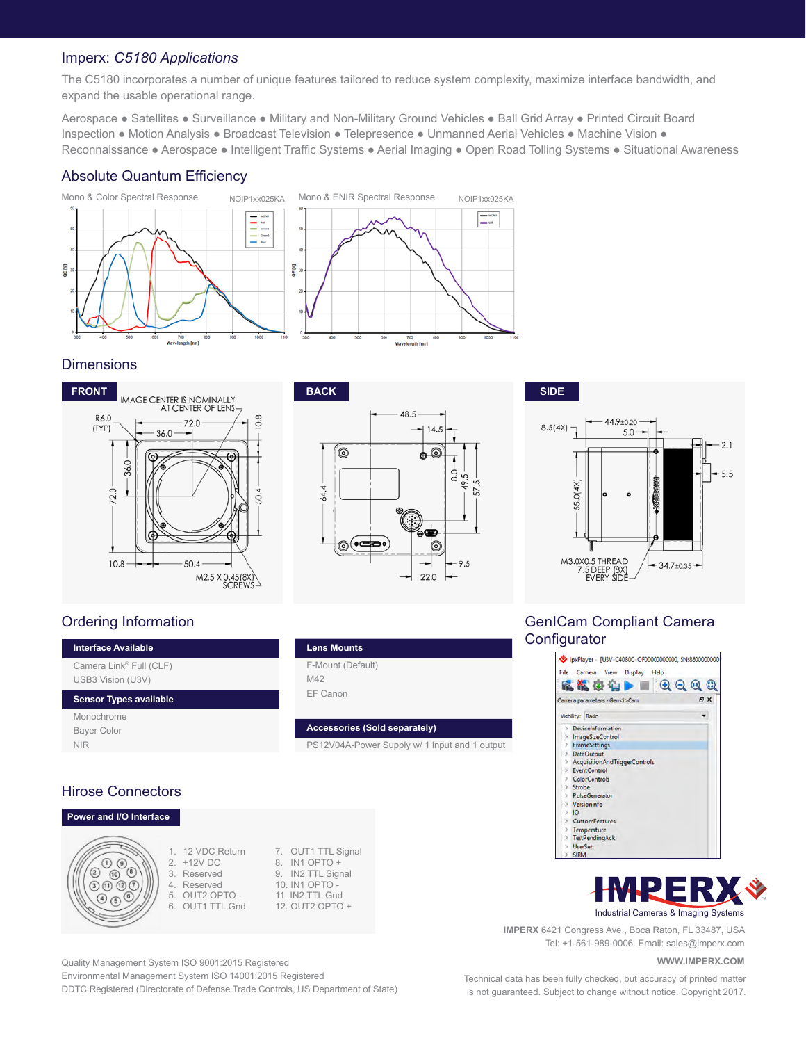## Imperx: *C5180 Applications*

The C5180 incorporates a number of unique features tailored to reduce system complexity, maximize interface bandwidth, and expand the usable operational range.

Aerospace ● Satellites ● Surveillance ● Military and Non-Military Ground Vehicles ● Ball Grid Array ● Printed Circuit Board Inspection ● Motion Analysis ● Broadcast Television ● Telepresence ● Unmanned Aerial Vehicles ● Machine Vision ● Reconnaissance ● Aerospace ● Intelligent Traffic Systems ● Aerial Imaging ● Open Road Tolling Systems ● Situational Awareness

## Absolute Quantum Efficiency

Mono & Color Spectral Response NOIP1xx025KA

Mono & ENIR Spectral Response NOIP1xx025KA

## Dimensions

FRONT

IMAGE CENTER IS NOMINALLY AT CENTER OF LENS

R6.0 (TYP), 72.0, 36.0, 10.8, 36.0, 72.0, 50.4, 10.8, 50.4, M2.5 X 0.45(8X) SCREWS

BACK

48.5, 14.5, 64.4, 8.0, 49.5, 57.5, 9.5, 22.0

SIDE

8.5(4X), 44.9±0.20, 5.0, 2.1, 5.5, 55.0(4X), M3.0X0.5 THREAD 7.5 DEEP (8X) EVERY SIDE, 34.7±0.35

## Ordering Information

| Interface Available |
| --- |
| Camera Link® Full (CLF) |
| USB3 Vision (U3V) |

| Sensor Types available |
| --- |
| Monochrome |
| Bayer Color |
| NIR |

| Lens Mounts |
| --- |
| F-Mount (Default) |
| M42 |
| EF Canon |

| Accessories (Sold separately) |
| --- |
| PS12V04A-Power Supply w/ 1 input and 1 output |

## GenICam Compliant Camera Configurator

## Hirose Connectors

**Power and I/O Interface**

1. 12 VDC Return
2. +12V DC
3. Reserved
4. Reserved
5. OUT2 OPTO -
6. OUT1 TTL Gnd
7. OUT1 TTL Signal
8. IN1 OPTO +
9. IN2 TTL Signal
10. IN1 OPTO -
11. IN2 TTL Gnd
12. OUT2 OPTO +

IMPERX

Industrial Cameras & Imaging Systems

**IMPERX** 6421 Congress Ave., Boca Raton, FL 33487, USA
Tel: +1-561-989-0006. Email: sales@imperx.com

**WWW.IMPERX.COM**

Quality Management System ISO 9001:2015 Registered
Environmental Management System ISO 14001:2015 Registered
DDTC Registered (Directorate of Defense Trade Controls, US Department of State)

Technical data has been fully checked, but accuracy of printed matter is not guaranteed. Subject to change without notice. Copyright 2017.